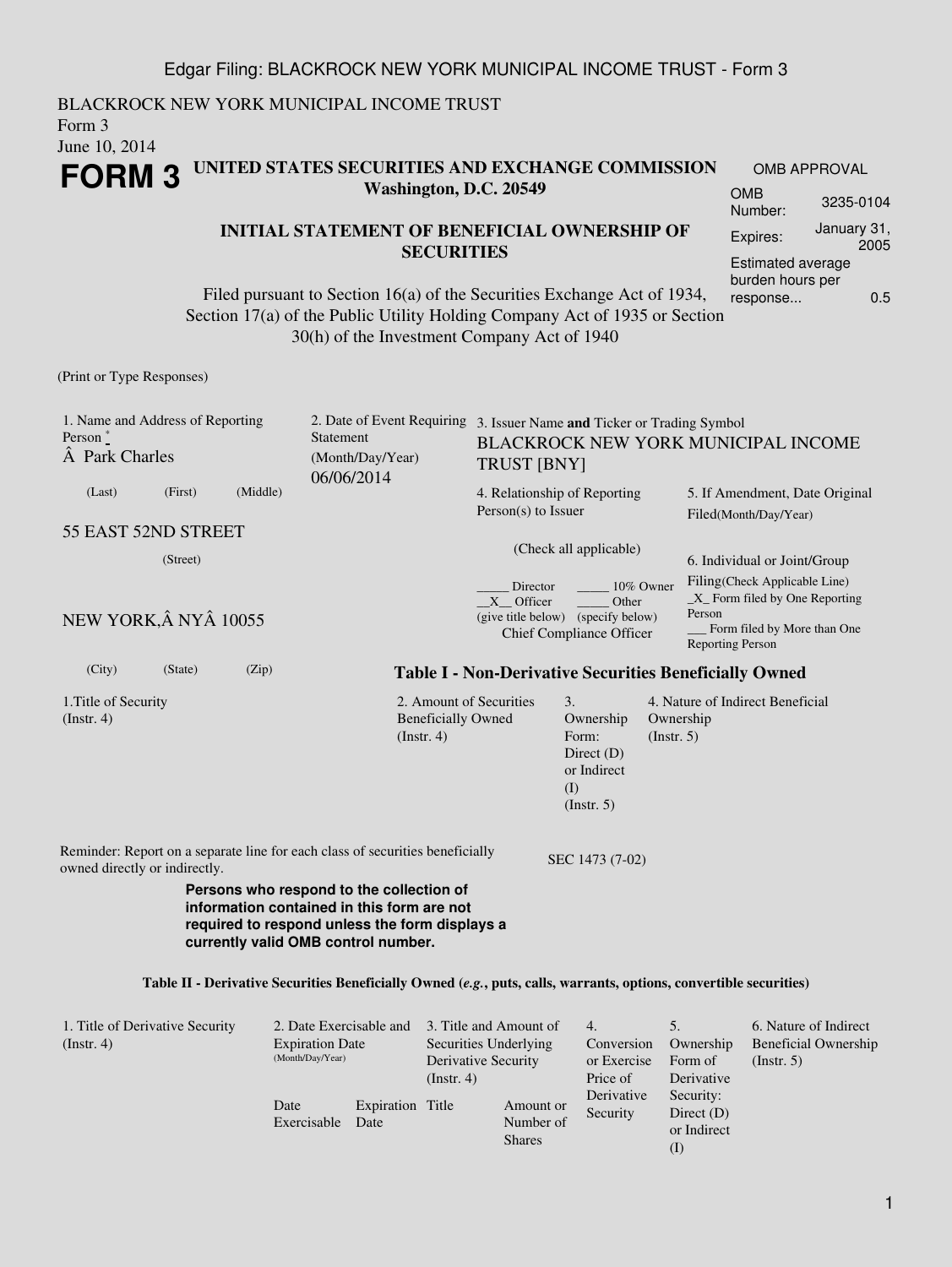BLACKROCK NEW YORK MUNICIPAL INCOME TRUST
Form 3
June 10, 2014

# FORM 3

**UNITED STATES SECURITIES AND EXCHANGE COMMISSION**
**Washington, D.C. 20549**

| OMB APPROVAL | |
|---|---|
| OMB Number: | 3235-0104 |
| Expires: | January 31, 2005 |
| Estimated average burden hours per response... | 0.5 |

**INITIAL STATEMENT OF BENEFICIAL OWNERSHIP OF SECURITIES**

Filed pursuant to Section 16(a) of the Securities Exchange Act of 1934, Section 17(a) of the Public Utility Holding Company Act of 1935 or Section 30(h) of the Investment Company Act of 1940

(Print or Type Responses)

1. Name and Address of Reporting Person *
Â Park Charles
(Last) (First) (Middle)

55 EAST 52ND STREET
(Street)

NEW YORK,Â NYÂ 10055
(City) (State) (Zip)

2. Date of Event Requiring Statement (Month/Day/Year)
06/06/2014

3. Issuer Name **and** Ticker or Trading Symbol
BLACKROCK NEW YORK MUNICIPAL INCOME TRUST [BNY]

4. Relationship of Reporting Person(s) to Issuer

(Check all applicable)

_____ Director _____ 10% Owner
\_\_X\_\_ Officer (give title below) _____ Other (specify below)
Chief Compliance Officer

5. If Amendment, Date Original Filed(Month/Day/Year)

6. Individual or Joint/Group Filing(Check Applicable Line)
_X_ Form filed by One Reporting Person
___ Form filed by More than One Reporting Person

**Table I - Non-Derivative Securities Beneficially Owned**

| 1.Title of Security (Instr. 4) | 2. Amount of Securities Beneficially Owned (Instr. 4) | 3. Ownership Form: Direct (D) or Indirect (I) (Instr. 5) | 4. Nature of Indirect Beneficial Ownership (Instr. 5) |
|---|---|---|---|

Reminder: Report on a separate line for each class of securities beneficially owned directly or indirectly.

SEC 1473 (7-02)

**Persons who respond to the collection of information contained in this form are not required to respond unless the form displays a currently valid OMB control number.**

**Table II - Derivative Securities Beneficially Owned (*e.g.*, puts, calls, warrants, options, convertible securities)**

| 1. Title of Derivative Security (Instr. 4) | 2. Date Exercisable and Expiration Date (Month/Day/Year) | | 3. Title and Amount of Securities Underlying Derivative Security (Instr. 4) | | 4. Conversion or Exercise Price of Derivative Security | 5. Ownership Form of Derivative Security: Direct (D) or Indirect (I) | 6. Nature of Indirect Beneficial Ownership (Instr. 5) |
|---|---|---|---|---|---|---|---|
| | Date Exercisable | Expiration Date | Title | Amount or Number of Shares | | | |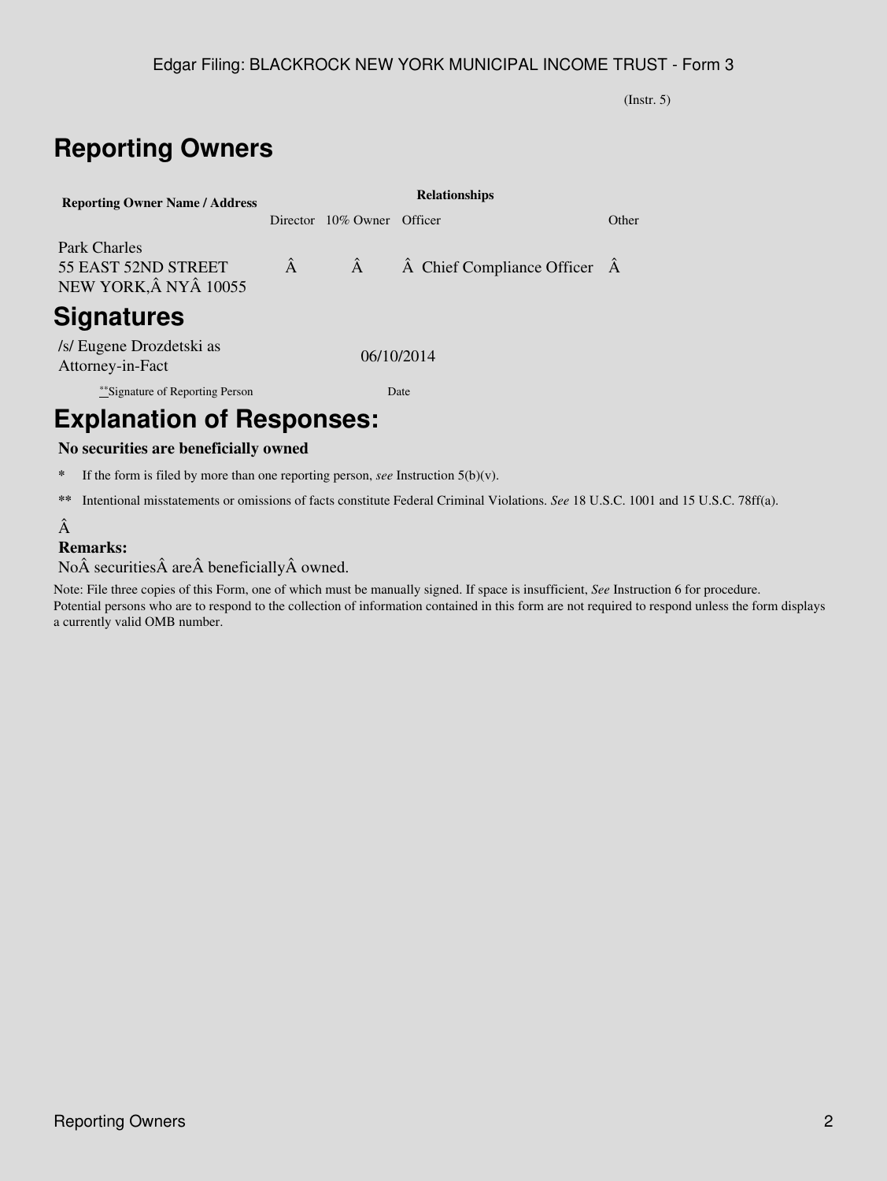(Instr. 5)

## Reporting Owners

| Reporting Owner Name / Address | Relationships | | | |
|---|---|---|---|---|
| | Director | 10% Owner | Officer | Other |
| Park Charles<br>55 EAST 52ND STREET<br>NEW YORK, NY 10055 | | | Chief Compliance Officer | |

## Signatures

| | |
|---|---|
| /s/ Eugene Drozdetski as Attorney-in-Fact | 06/10/2014 |
| **Signature of Reporting Person | Date |

## Explanation of Responses:

**No securities are beneficially owned**

\* If the form is filed by more than one reporting person, *see* Instruction 5(b)(v).

\*\* Intentional misstatements or omissions of facts constitute Federal Criminal Violations. *See* 18 U.S.C. 1001 and 15 U.S.C. 78ff(a).

**Remarks:**

No securities are beneficially owned.

Note: File three copies of this Form, one of which must be manually signed. If space is insufficient, *See* Instruction 6 for procedure.
Potential persons who are to respond to the collection of information contained in this form are not required to respond unless the form displays a currently valid OMB number.